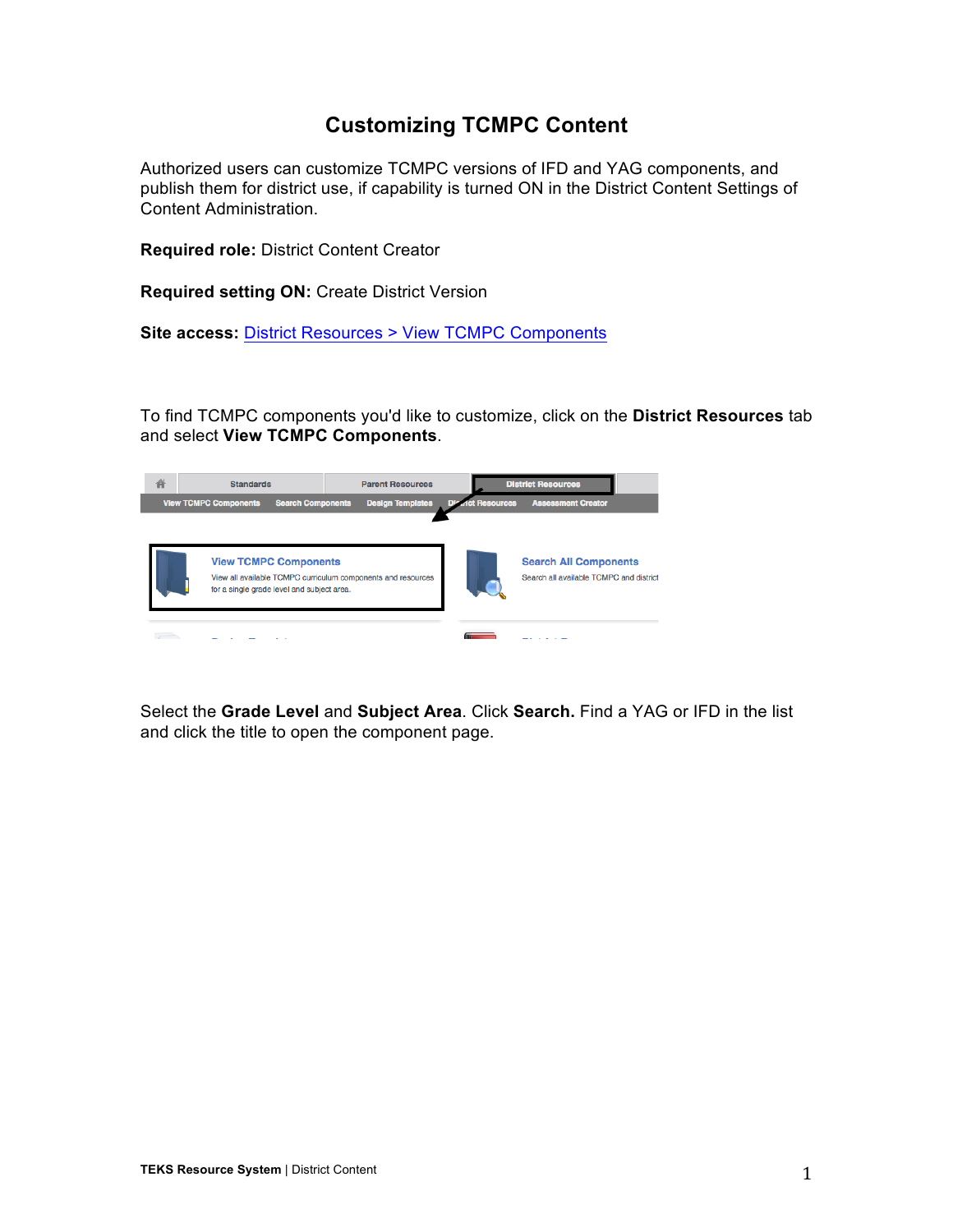# Customizing TCMPC Content

Authorized users can customize TCMPC versions of IFD and YAG components, and publish them for district use, if capability is turned ON in the District Content Settings of Content Administration.

**Required role:** District Content Creator

**Required setting ON:** Create District Version

**Site access:** District Resources > View TCMPC Components

To find TCMPC components you'd like to customize, click on the **District Resources** tab and select **View TCMPC Components**.

Select the **Grade Level** and **Subject Area**. Click **Search.** Find a YAG or IFD in the list and click the title to open the component page.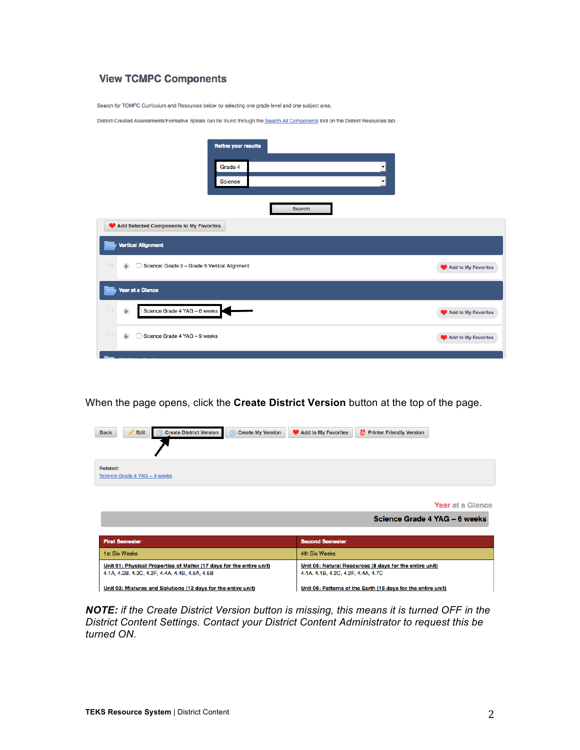## View TCMPC Components

Search for TCMPC Curriculum and Resources below by selecting one grade level and one subject area.

District-Created Assessments/Formative Spirals can be found through the Search All Components tool on the District Resources tab.

Refine your results

Grade 4

Science

Search

Add Selected Components to My Favorites

**Vertical Alignment**

Science: Grade 3 – Grade 5 Vertical Alignment — Add to My Favorites

**Year at a Glance**

Science Grade 4 YAG – 6 weeks — Add to My Favorites

Science Grade 4 YAG – 9 weeks — Add to My Favorites

When the page opens, click the **Create District Version** button at the top of the page.

Back | Edit | Create District Version | Create My Version | Add to My Favorites | Printer Friendly Version

Related:
Science Grade 4 YAG – 9 weeks

Year at a Glance

**Science Grade 4 YAG – 6 weeks**

| First Semester | Second Semester |
|---|---|
| 1st Six Weeks | 4th Six Weeks |
| Unit 01: Physical Properties of Matter (17 days for the entire unit) 4.1A, 4.2B, 4.2C, 4.2F, 4.4A, 4.4B, 4.5A, 4.5B | Unit 05: Natural Resources (8 days for the entire unit) 4.1A, 4.1B, 4.2C, 4.2F, 4.4A, 4.7C |
| Unit 02: Mixtures and Solutions (12 days for the entire unit) | Unit 06: Patterns of the Earth (16 days for the entire unit) |

***NOTE:*** *if the Create District Version button is missing, this means it is turned OFF in the District Content Settings. Contact your District Content Administrator to request this be turned ON.*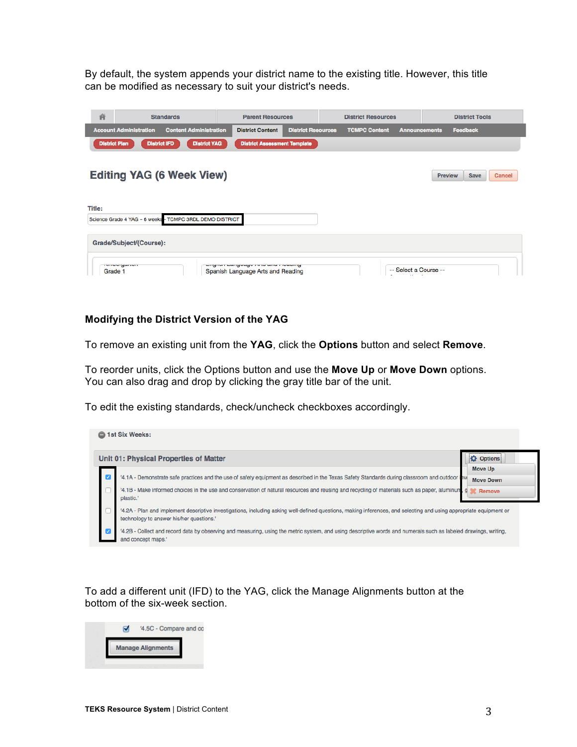By default, the system appends your district name to the existing title. However, this title can be modified as necessary to suit your district's needs.

## Modifying the District Version of the YAG

To remove an existing unit from the **YAG**, click the **Options** button and select **Remove**.

To reorder units, click the Options button and use the **Move Up** or **Move Down** options. You can also drag and drop by clicking the gray title bar of the unit.

To edit the existing standards, check/uncheck checkboxes accordingly.

To add a different unit (IFD) to the YAG, click the Manage Alignments button at the bottom of the six-week section.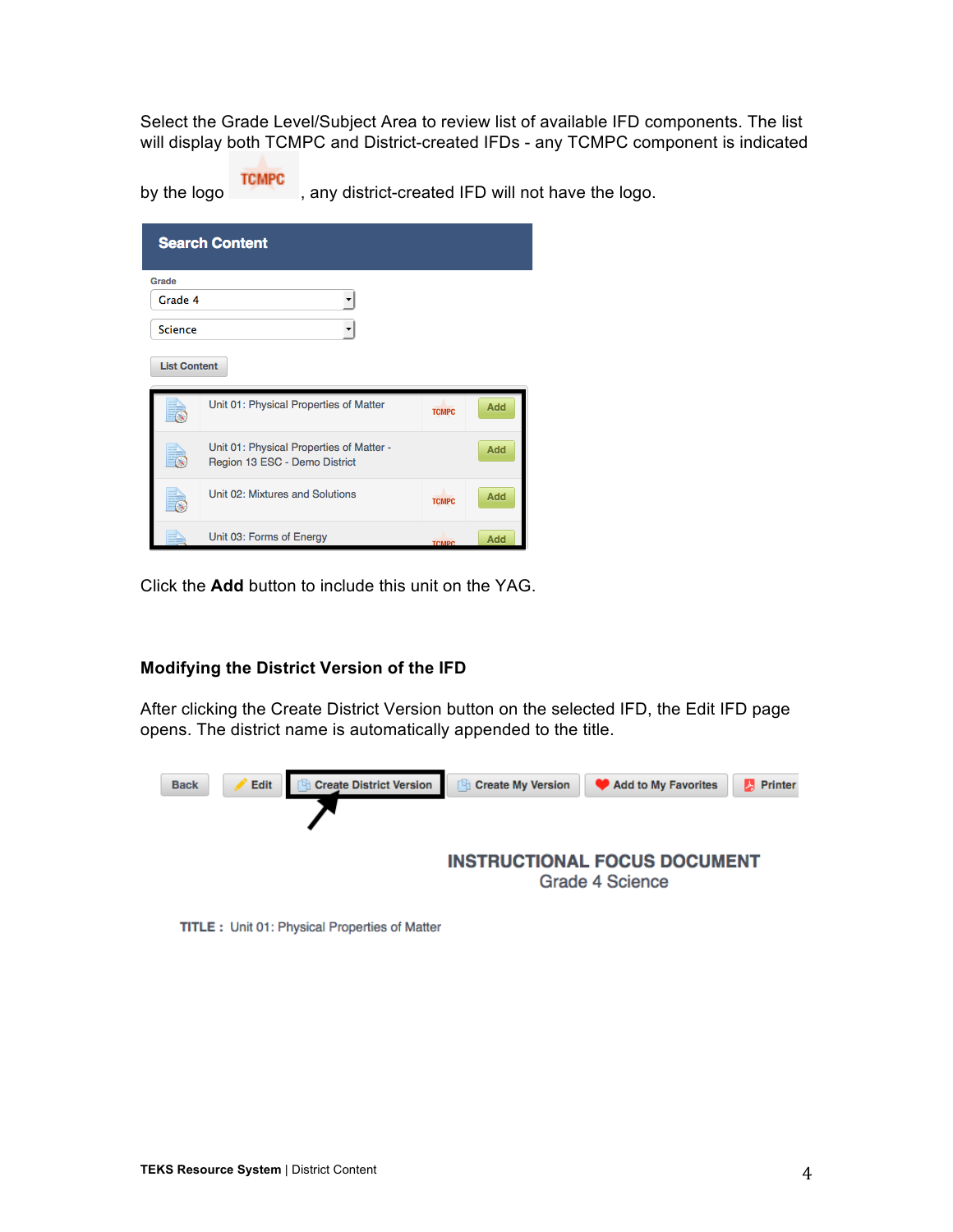Select the Grade Level/Subject Area to review list of available IFD components. The list will display both TCMPC and District-created IFDs - any TCMPC component is indicated by the logo TCMPC, any district-created IFD will not have the logo.

Click the **Add** button to include this unit on the YAG.

### Modifying the District Version of the IFD

After clicking the Create District Version button on the selected IFD, the Edit IFD page opens. The district name is automatically appended to the title.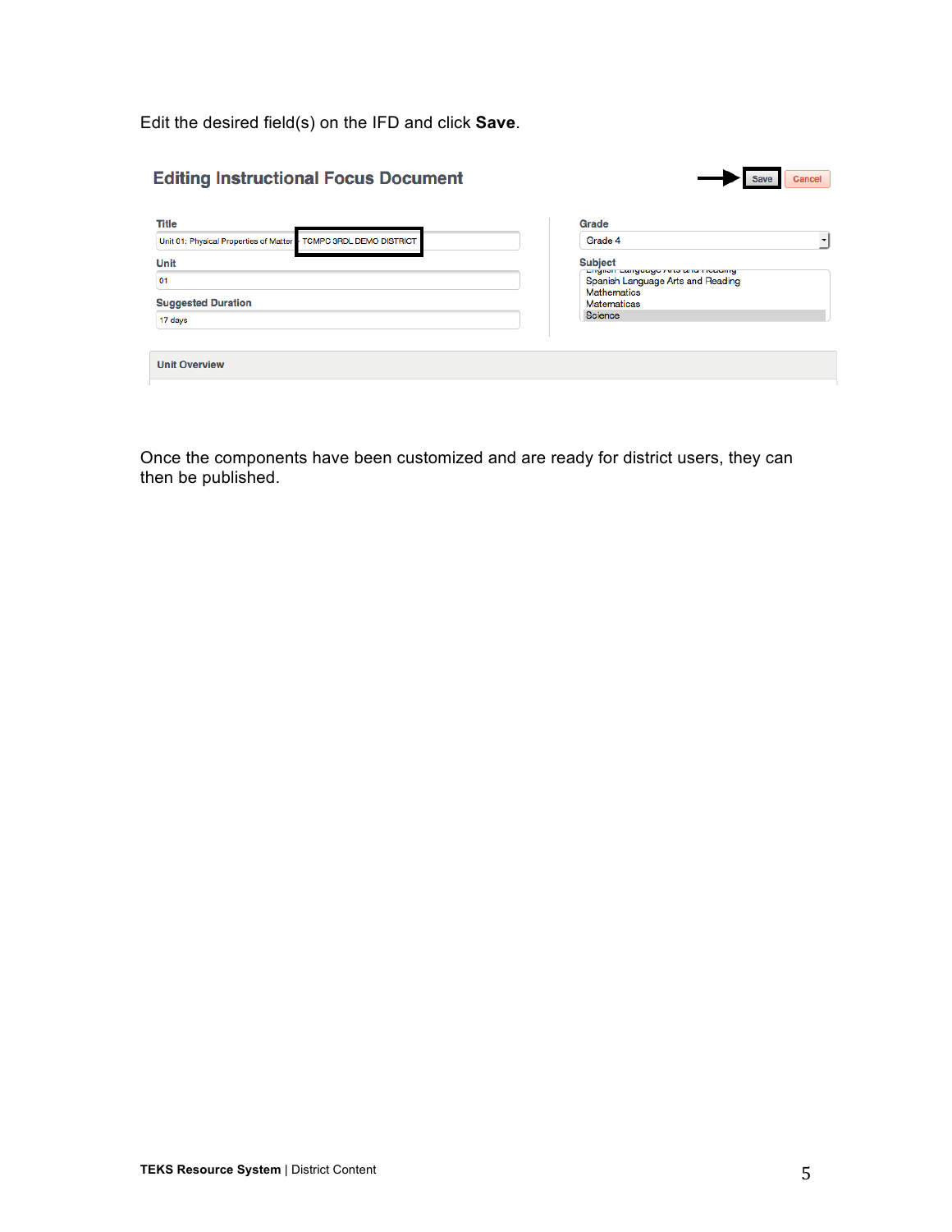Edit the desired field(s) on the IFD and click **Save**.

Editing Instructional Focus Document

Save Cancel

Title

Unit 01: Physical Properties of Matter TCMPC 3RDL DEMO DISTRICT

Unit

01

Suggested Duration

17 days

Grade

Grade 4

Subject

English Language Arts and Reading
Spanish Language Arts and Reading
Mathematics
Matemáticas
Science

Unit Overview

Once the components have been customized and are ready for district users, they can then be published.